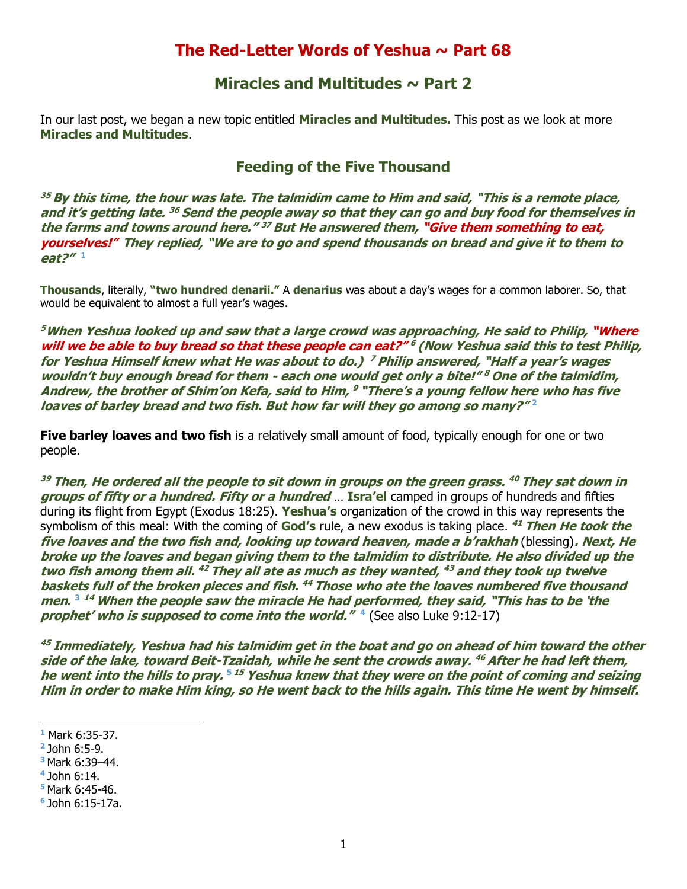# The Red-Letter Words of Yeshua ~ Part 68

## Miracles and Multitudes ~ Part 2

In our last post, we began a new topic entitled **Miracles and Multitudes.** This post as we look at more **Miracles and Multitudes**.

## Feeding of the Five Thousand

***[35] By this time, the hour was late. The talmidim came to Him and said, "This is a remote place, and it's getting late. [36] Send the people away so that they can go and buy food for themselves in the farms and towns around here." [37] But He answered them, "Give them something to eat, yourselves!" They replied, "We are to go and spend thousands on bread and give it to them to eat?"*** [1]

**Thousands**, literally, **"two hundred denarii."** A **denarius** was about a day's wages for a common laborer. So, that would be equivalent to almost a full year's wages.

***[5] When Yeshua looked up and saw that a large crowd was approaching, He said to Philip, "Where will we be able to buy bread so that these people can eat?" [6] (Now Yeshua said this to test Philip, for Yeshua Himself knew what He was about to do.) [7] Philip answered, "Half a year's wages wouldn't buy enough bread for them - each one would get only a bite!" [8] One of the talmidim, Andrew, the brother of Shim'on Kefa, said to Him, [9] "There's a young fellow here who has five loaves of barley bread and two fish. But how far will they go among so many?"*** [2]

**Five barley loaves and two fish** is a relatively small amount of food, typically enough for one or two people.

***[39] Then, He ordered all the people to sit down in groups on the green grass. [40] They sat down in groups of fifty or a hundred. Fifty or a hundred*** … **Isra'el** camped in groups of hundreds and fifties during its flight from Egypt (Exodus 18:25). **Yeshua's** organization of the crowd in this way represents the symbolism of this meal: With the coming of **God's** rule, a new exodus is taking place. ***[41] Then He took the five loaves and the two fish and, looking up toward heaven, made a b'rakhah*** (blessing)***. Next, He broke up the loaves and began giving them to the talmidim to distribute. He also divided up the two fish among them all. [42] They all ate as much as they wanted, [43] and they took up twelve baskets full of the broken pieces and fish. [44] Those who ate the loaves numbered five thousand men.*** [3] ***[14] When the people saw the miracle He had performed, they said, "This has to be 'the prophet' who is supposed to come into the world."*** [4] (See also Luke 9:12-17)

***[45] Immediately, Yeshua had his talmidim get in the boat and go on ahead of him toward the other side of the lake, toward Beit-Tzaidah, while he sent the crowds away. [46] After he had left them, he went into the hills to pray.*** [5] ***[15] Yeshua knew that they were on the point of coming and seizing Him in order to make Him king, so He went back to the hills again. This time He went by himself.***

---

[1] Mark 6:35-37.
[2] John 6:5-9.
[3] Mark 6:39–44.
[4] John 6:14.
[5] Mark 6:45-46.
[6] John 6:15-17a.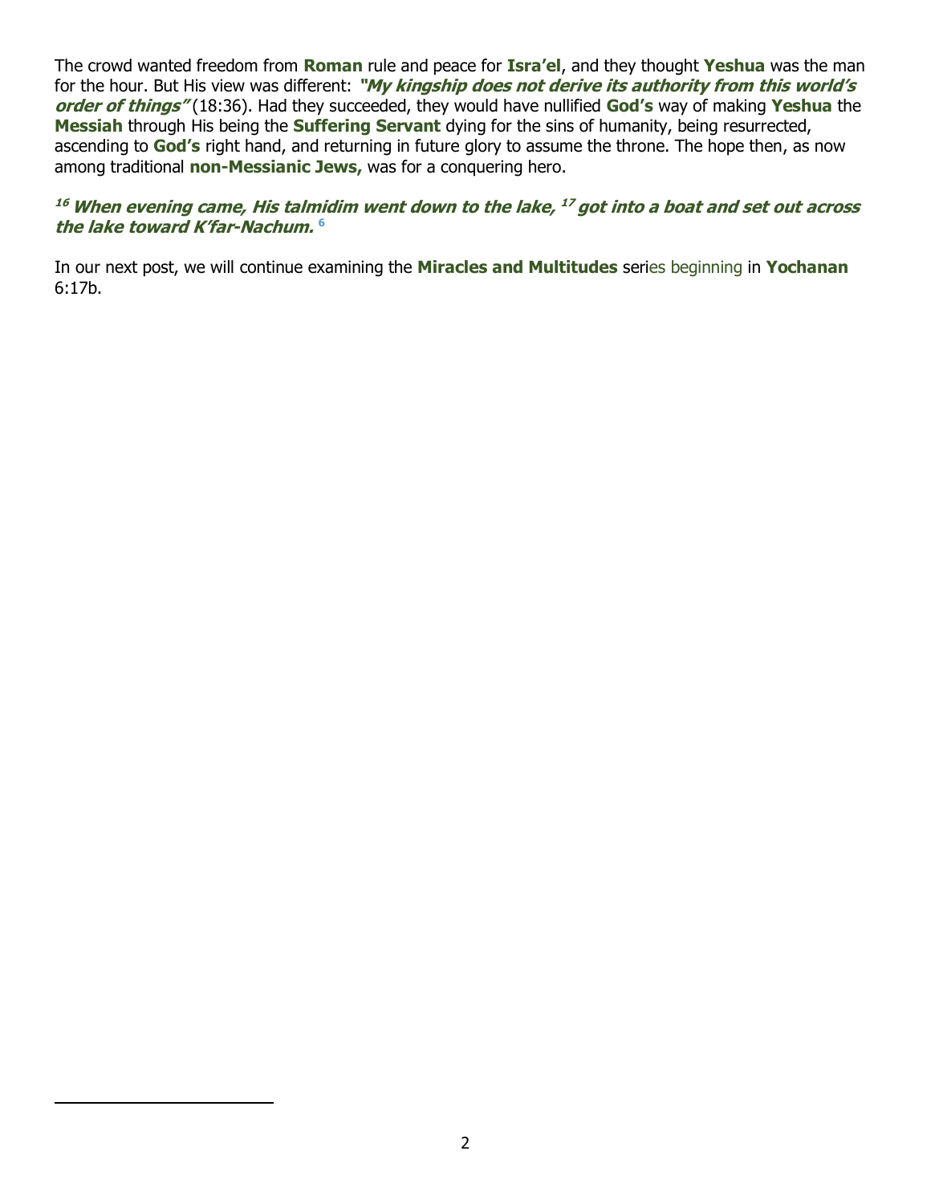The crowd wanted freedom from **Roman** rule and peace for **Isra'el**, and they thought **Yeshua** was the man for the hour. But His view was different: ***"My kingship does not derive its authority from this world's order of things"*** (18:36). Had they succeeded, they would have nullified **God's** way of making **Yeshua** the **Messiah** through His being the **Suffering Servant** dying for the sins of humanity, being resurrected, ascending to **God's** right hand, and returning in future glory to assume the throne. The hope then, as now among traditional **non-Messianic Jews,** was for a conquering hero.

***16 When evening came, His talmidim went down to the lake, 17 got into a boat and set out across the lake toward K'far-Nachum.*** [6]

In our next post, we will continue examining the **Miracles and Multitudes** series beginning in **Yochanan** 6:17b.